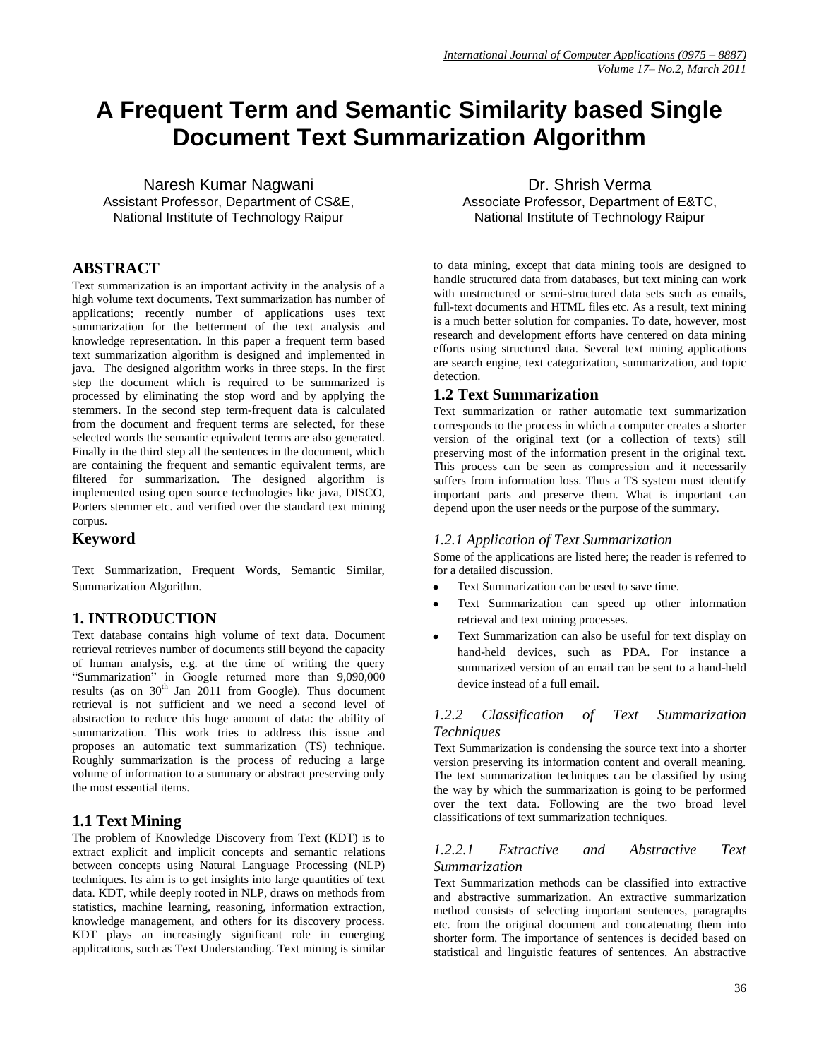# A Frequent Term and Semantic Similarity based Single Document Text Summarization Algorithm

Naresh Kumar Nagwani
Assistant Professor, Department of CS&E,
National Institute of Technology Raipur

Dr. Shrish Verma
Associate Professor, Department of E&TC,
National Institute of Technology Raipur

## ABSTRACT

Text summarization is an important activity in the analysis of a high volume text documents. Text summarization has number of applications; recently number of applications uses text summarization for the betterment of the text analysis and knowledge representation. In this paper a frequent term based text summarization algorithm is designed and implemented in java. The designed algorithm works in three steps. In the first step the document which is required to be summarized is processed by eliminating the stop word and by applying the stemmers. In the second step term-frequent data is calculated from the document and frequent terms are selected, for these selected words the semantic equivalent terms are also generated. Finally in the third step all the sentences in the document, which are containing the frequent and semantic equivalent terms, are filtered for summarization. The designed algorithm is implemented using open source technologies like java, DISCO, Porters stemmer etc. and verified over the standard text mining corpus.

## Keyword

Text Summarization, Frequent Words, Semantic Similar, Summarization Algorithm.

## 1. INTRODUCTION

Text database contains high volume of text data. Document retrieval retrieves number of documents still beyond the capacity of human analysis, e.g. at the time of writing the query "Summarization" in Google returned more than 9,090,000 results (as on 30th Jan 2011 from Google). Thus document retrieval is not sufficient and we need a second level of abstraction to reduce this huge amount of data: the ability of summarization. This work tries to address this issue and proposes an automatic text summarization (TS) technique. Roughly summarization is the process of reducing a large volume of information to a summary or abstract preserving only the most essential items.

## 1.1 Text Mining

The problem of Knowledge Discovery from Text (KDT) is to extract explicit and implicit concepts and semantic relations between concepts using Natural Language Processing (NLP) techniques. Its aim is to get insights into large quantities of text data. KDT, while deeply rooted in NLP, draws on methods from statistics, machine learning, reasoning, information extraction, knowledge management, and others for its discovery process. KDT plays an increasingly significant role in emerging applications, such as Text Understanding. Text mining is similar to data mining, except that data mining tools are designed to handle structured data from databases, but text mining can work with unstructured or semi-structured data sets such as emails, full-text documents and HTML files etc. As a result, text mining is a much better solution for companies. To date, however, most research and development efforts have centered on data mining efforts using structured data. Several text mining applications are search engine, text categorization, summarization, and topic detection.

## 1.2 Text Summarization

Text summarization or rather automatic text summarization corresponds to the process in which a computer creates a shorter version of the original text (or a collection of texts) still preserving most of the information present in the original text. This process can be seen as compression and it necessarily suffers from information loss. Thus a TS system must identify important parts and preserve them. What is important can depend upon the user needs or the purpose of the summary.

### *1.2.1 Application of Text Summarization*

Some of the applications are listed here; the reader is referred to for a detailed discussion.

- Text Summarization can be used to save time.
- Text Summarization can speed up other information retrieval and text mining processes.
- Text Summarization can also be useful for text display on hand-held devices, such as PDA. For instance a summarized version of an email can be sent to a hand-held device instead of a full email.

### *1.2.2 Classification of Text Summarization Techniques*

Text Summarization is condensing the source text into a shorter version preserving its information content and overall meaning. The text summarization techniques can be classified by using the way by which the summarization is going to be performed over the text data. Following are the two broad level classifications of text summarization techniques.

#### *1.2.2.1 Extractive and Abstractive Text Summarization*

Text Summarization methods can be classified into extractive and abstractive summarization. An extractive summarization method consists of selecting important sentences, paragraphs etc. from the original document and concatenating them into shorter form. The importance of sentences is decided based on statistical and linguistic features of sentences. An abstractive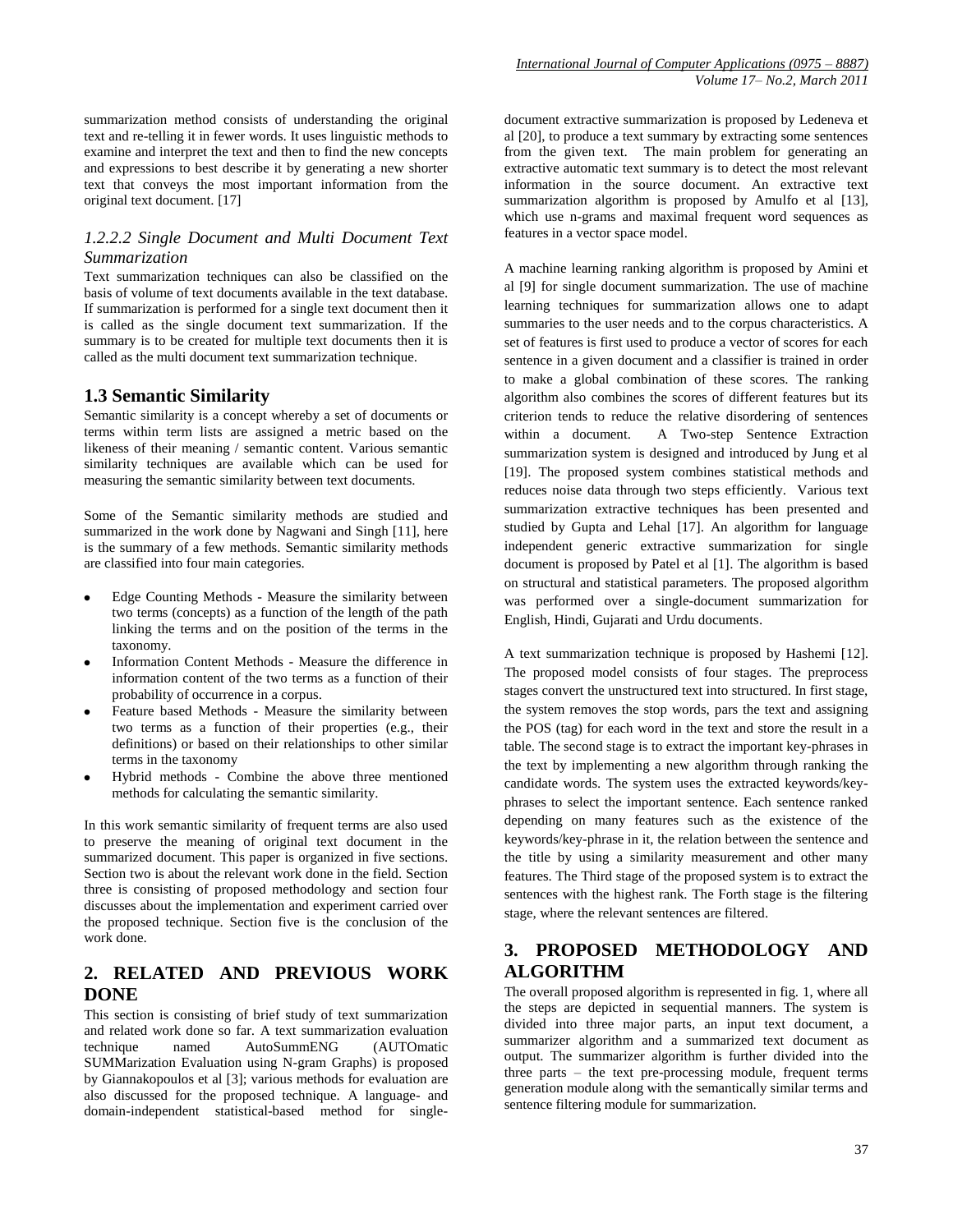summarization method consists of understanding the original text and re-telling it in fewer words. It uses linguistic methods to examine and interpret the text and then to find the new concepts and expressions to best describe it by generating a new shorter text that conveys the most important information from the original text document. [17]

### *1.2.2.2 Single Document and Multi Document Text Summarization*

Text summarization techniques can also be classified on the basis of volume of text documents available in the text database. If summarization is performed for a single text document then it is called as the single document text summarization. If the summary is to be created for multiple text documents then it is called as the multi document text summarization technique.

## 1.3 Semantic Similarity

Semantic similarity is a concept whereby a set of documents or terms within term lists are assigned a metric based on the likeness of their meaning / semantic content. Various semantic similarity techniques are available which can be used for measuring the semantic similarity between text documents.

Some of the Semantic similarity methods are studied and summarized in the work done by Nagwani and Singh [11], here is the summary of a few methods. Semantic similarity methods are classified into four main categories.

- Edge Counting Methods - Measure the similarity between two terms (concepts) as a function of the length of the path linking the terms and on the position of the terms in the taxonomy.
- Information Content Methods - Measure the difference in information content of the two terms as a function of their probability of occurrence in a corpus.
- Feature based Methods - Measure the similarity between two terms as a function of their properties (e.g., their definitions) or based on their relationships to other similar terms in the taxonomy
- Hybrid methods - Combine the above three mentioned methods for calculating the semantic similarity.

In this work semantic similarity of frequent terms are also used to preserve the meaning of original text document in the summarized document. This paper is organized in five sections. Section two is about the relevant work done in the field. Section three is consisting of proposed methodology and section four discusses about the implementation and experiment carried over the proposed technique. Section five is the conclusion of the work done.

## 2. RELATED AND PREVIOUS WORK DONE

This section is consisting of brief study of text summarization and related work done so far. A text summarization evaluation technique named AutoSummENG (AUTOmatic SUMMarization Evaluation using N-gram Graphs) is proposed by Giannakopoulos et al [3]; various methods for evaluation are also discussed for the proposed technique. A language- and domain-independent statistical-based method for single-document extractive summarization is proposed by Ledeneva et al [20], to produce a text summary by extracting some sentences from the given text. The main problem for generating an extractive automatic text summary is to detect the most relevant information in the source document. An extractive text summarization algorithm is proposed by Amulfo et al [13], which use n-grams and maximal frequent word sequences as features in a vector space model.

A machine learning ranking algorithm is proposed by Amini et al [9] for single document summarization. The use of machine learning techniques for summarization allows one to adapt summaries to the user needs and to the corpus characteristics. A set of features is first used to produce a vector of scores for each sentence in a given document and a classifier is trained in order to make a global combination of these scores. The ranking algorithm also combines the scores of different features but its criterion tends to reduce the relative disordering of sentences within a document. A Two-step Sentence Extraction summarization system is designed and introduced by Jung et al [19]. The proposed system combines statistical methods and reduces noise data through two steps efficiently. Various text summarization extractive techniques has been presented and studied by Gupta and Lehal [17]. An algorithm for language independent generic extractive summarization for single document is proposed by Patel et al [1]. The algorithm is based on structural and statistical parameters. The proposed algorithm was performed over a single-document summarization for English, Hindi, Gujarati and Urdu documents.

A text summarization technique is proposed by Hashemi [12]. The proposed model consists of four stages. The preprocess stages convert the unstructured text into structured. In first stage, the system removes the stop words, pars the text and assigning the POS (tag) for each word in the text and store the result in a table. The second stage is to extract the important key-phrases in the text by implementing a new algorithm through ranking the candidate words. The system uses the extracted keywords/key-phrases to select the important sentence. Each sentence ranked depending on many features such as the existence of the keywords/key-phrase in it, the relation between the sentence and the title by using a similarity measurement and other many features. The Third stage of the proposed system is to extract the sentences with the highest rank. The Forth stage is the filtering stage, where the relevant sentences are filtered.

## 3. PROPOSED METHODOLOGY AND ALGORITHM

The overall proposed algorithm is represented in fig. 1, where all the steps are depicted in sequential manners. The system is divided into three major parts, an input text document, a summarizer algorithm and a summarized text document as output. The summarizer algorithm is further divided into the three parts – the text pre-processing module, frequent terms generation module along with the semantically similar terms and sentence filtering module for summarization.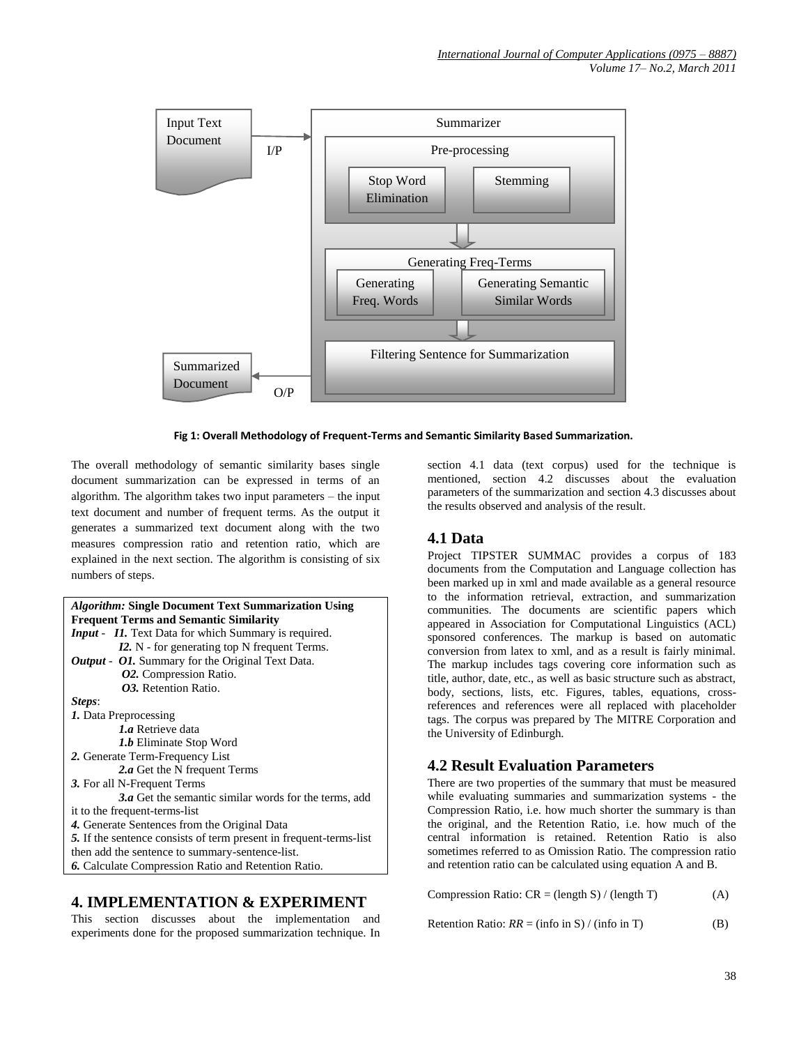Input Text Document

I/P

Summarizer

Pre-processing

Stop Word Elimination

Stemming

Generating Freq-Terms

Generating Freq. Words

Generating Semantic Similar Words

Filtering Sentence for Summarization

Summarized Document

O/P

**Fig 1: Overall Methodology of Frequent-Terms and Semantic Similarity Based Summarization.**

The overall methodology of semantic similarity bases single document summarization can be expressed in terms of an algorithm. The algorithm takes two input parameters – the input text document and number of frequent terms. As the output it generates a summarized text document along with the two measures compression ratio and retention ratio, which are explained in the next section. The algorithm is consisting of six numbers of steps.

***Algorithm:*** **Single Document Text Summarization Using Frequent Terms and Semantic Similarity**

***Input*** - ***I1.*** Text Data for which Summary is required.
***I2.*** N - for generating top N frequent Terms.

***Output*** - ***O1.*** Summary for the Original Text Data.
***O2.*** Compression Ratio.
***O3.*** Retention Ratio.

***Steps***:

***1.*** Data Preprocessing
***1.a*** Retrieve data
***1.b*** Eliminate Stop Word

***2.*** Generate Term-Frequency List
***2.a*** Get the N frequent Terms

***3.*** For all N-Frequent Terms
***3.a*** Get the semantic similar words for the terms, add it to the frequent-terms-list

***4.*** Generate Sentences from the Original Data

***5.*** If the sentence consists of term present in frequent-terms-list then add the sentence to summary-sentence-list.

***6.*** Calculate Compression Ratio and Retention Ratio.

# 4. IMPLEMENTATION & EXPERIMENT

This section discusses about the implementation and experiments done for the proposed summarization technique. In section 4.1 data (text corpus) used for the technique is mentioned, section 4.2 discusses about the evaluation parameters of the summarization and section 4.3 discusses about the results observed and analysis of the result.

## 4.1 Data

Project TIPSTER SUMMAC provides a corpus of 183 documents from the Computation and Language collection has been marked up in xml and made available as a general resource to the information retrieval, extraction, and summarization communities. The documents are scientific papers which appeared in Association for Computational Linguistics (ACL) sponsored conferences. The markup is based on automatic conversion from latex to xml, and as a result is fairly minimal. The markup includes tags covering core information such as title, author, date, etc., as well as basic structure such as abstract, body, sections, lists, etc. Figures, tables, equations, cross-references and references were all replaced with placeholder tags. The corpus was prepared by The MITRE Corporation and the University of Edinburgh.

## 4.2 Result Evaluation Parameters

There are two properties of the summary that must be measured while evaluating summaries and summarization systems - the Compression Ratio, i.e. how much shorter the summary is than the original, and the Retention Ratio, i.e. how much of the central information is retained. Retention Ratio is also sometimes referred to as Omission Ratio. The compression ratio and retention ratio can be calculated using equation A and B.

$$\text{Compression Ratio: } CR = (\text{length } S) / (\text{length } T) \qquad (A)$$

$$\text{Retention Ratio: } RR = (\text{info in } S) / (\text{info in } T) \qquad (B)$$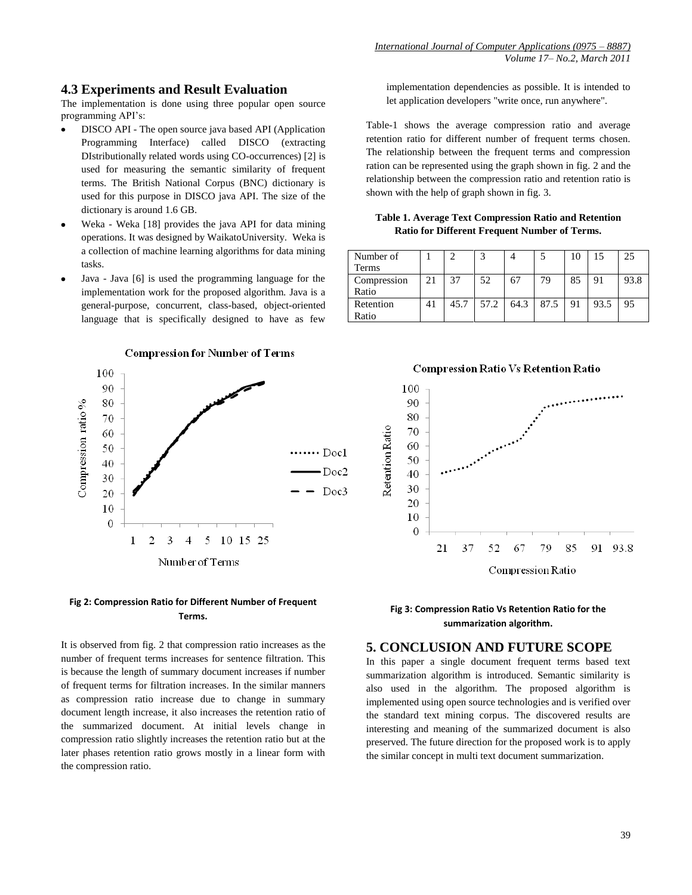### 4.3 Experiments and Result Evaluation

The implementation is done using three popular open source programming API's:

- DISCO API - The open source java based API (Application Programming Interface) called DISCO (extracting DIstributionally related words using CO-occurrences) [2] is used for measuring the semantic similarity of frequent terms. The British National Corpus (BNC) dictionary is used for this purpose in DISCO java API. The size of the dictionary is around 1.6 GB.
- Weka - Weka [18] provides the java API for data mining operations. It was designed by WaikatoUniversity. Weka is a collection of machine learning algorithms for data mining tasks.
- Java - Java [6] is used the programming language for the implementation work for the proposed algorithm. Java is a general-purpose, concurrent, class-based, object-oriented language that is specifically designed to have as few implementation dependencies as possible. It is intended to let application developers "write once, run anywhere".

Table-1 shows the average compression ratio and average retention ratio for different number of frequent terms chosen. The relationship between the frequent terms and compression ration can be represented using the graph shown in fig. 2 and the relationship between the compression ratio and retention ratio is shown with the help of graph shown in fig. 3.

**Table 1. Average Text Compression Ratio and Retention Ratio for Different Frequent Number of Terms.**

| Number of Terms | 1 | 2 | 3 | 4 | 5 | 10 | 15 | 25 |
|---|---|---|---|---|---|---|---|---|
| Compression Ratio | 21 | 37 | 52 | 67 | 79 | 85 | 91 | 93.8 |
| Retention Ratio | 41 | 45.7 | 57.2 | 64.3 | 87.5 | 91 | 93.5 | 95 |

**Fig 2: Compression Ratio for Different Number of Frequent Terms.**

**Fig 3: Compression Ratio Vs Retention Ratio for the summarization algorithm.**

It is observed from fig. 2 that compression ratio increases as the number of frequent terms increases for sentence filtration. This is because the length of summary document increases if number of frequent terms for filtration increases. In the similar manners as compression ratio increase due to change in summary document length increase, it also increases the retention ratio of the summarized document. At initial levels change in compression ratio slightly increases the retention ratio but at the later phases retention ratio grows mostly in a linear form with the compression ratio.

## 5. CONCLUSION AND FUTURE SCOPE

In this paper a single document frequent terms based text summarization algorithm is introduced. Semantic similarity is also used in the algorithm. The proposed algorithm is implemented using open source technologies and is verified over the standard text mining corpus. The discovered results are interesting and meaning of the summarized document is also preserved. The future direction for the proposed work is to apply the similar concept in multi text document summarization.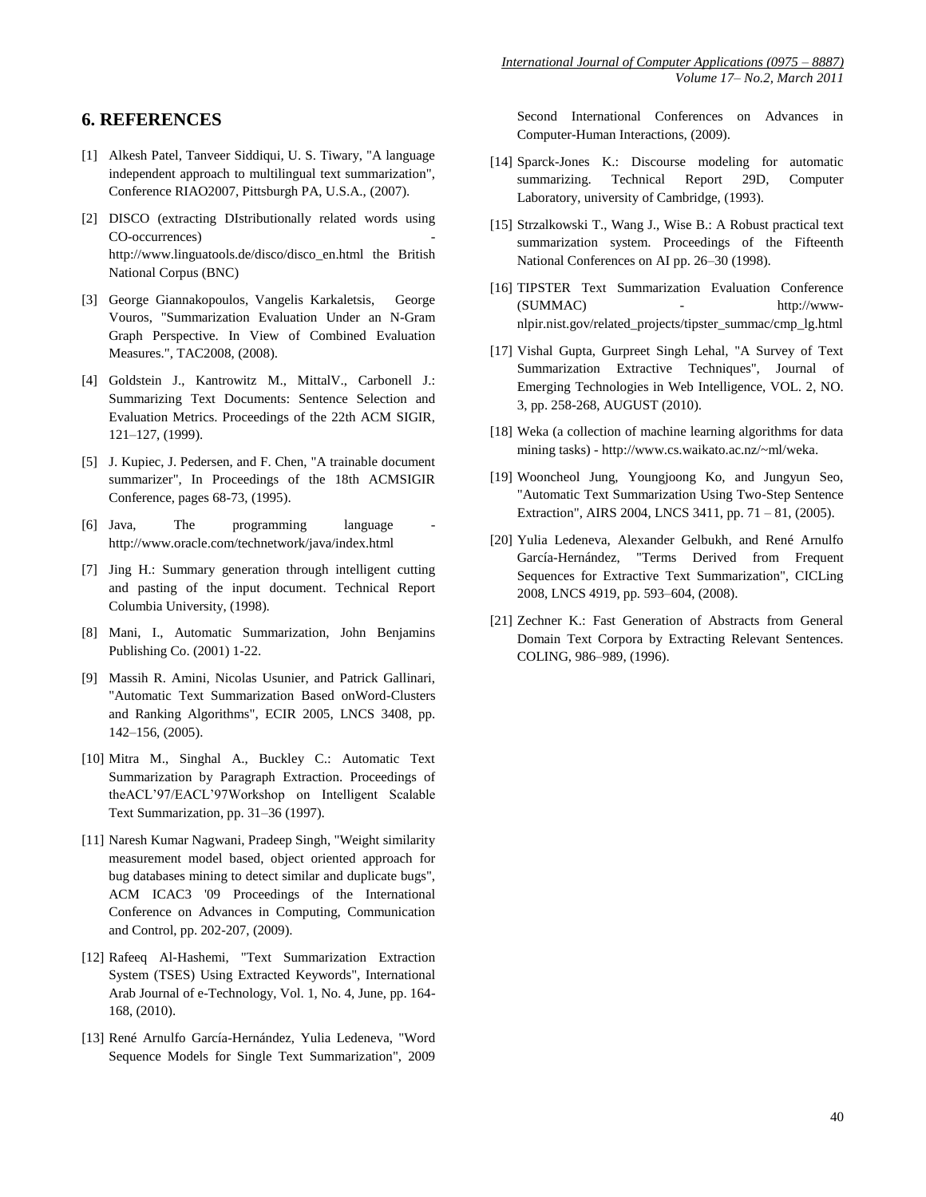## 6. REFERENCES

[1] Alkesh Patel, Tanveer Siddiqui, U. S. Tiwary, "A language independent approach to multilingual text summarization", Conference RIAO2007, Pittsburgh PA, U.S.A., (2007).

[2] DISCO (extracting DIstributionally related words using CO-occurrences) - http://www.linguatools.de/disco/disco_en.html the British National Corpus (BNC)

[3] George Giannakopoulos, Vangelis Karkaletsis, George Vouros, "Summarization Evaluation Under an N-Gram Graph Perspective. In View of Combined Evaluation Measures.", TAC2008, (2008).

[4] Goldstein J., Kantrowitz M., MittalV., Carbonell J.: Summarizing Text Documents: Sentence Selection and Evaluation Metrics. Proceedings of the 22th ACM SIGIR, 121–127, (1999).

[5] J. Kupiec, J. Pedersen, and F. Chen, "A trainable document summarizer", In Proceedings of the 18th ACMSIGIR Conference, pages 68-73, (1995).

[6] Java, The programming language - http://www.oracle.com/technetwork/java/index.html

[7] Jing H.: Summary generation through intelligent cutting and pasting of the input document. Technical Report Columbia University, (1998).

[8] Mani, I., Automatic Summarization, John Benjamins Publishing Co. (2001) 1-22.

[9] Massih R. Amini, Nicolas Usunier, and Patrick Gallinari, "Automatic Text Summarization Based onWord-Clusters and Ranking Algorithms", ECIR 2005, LNCS 3408, pp. 142–156, (2005).

[10] Mitra M., Singhal A., Buckley C.: Automatic Text Summarization by Paragraph Extraction. Proceedings of theACL'97/EACL'97Workshop on Intelligent Scalable Text Summarization, pp. 31–36 (1997).

[11] Naresh Kumar Nagwani, Pradeep Singh, "Weight similarity measurement model based, object oriented approach for bug databases mining to detect similar and duplicate bugs", ACM ICAC3 '09 Proceedings of the International Conference on Advances in Computing, Communication and Control, pp. 202-207, (2009).

[12] Rafeeq Al-Hashemi, "Text Summarization Extraction System (TSES) Using Extracted Keywords", International Arab Journal of e-Technology, Vol. 1, No. 4, June, pp. 164-168, (2010).

[13] René Arnulfo García-Hernández, Yulia Ledeneva, "Word Sequence Models for Single Text Summarization", 2009 Second International Conferences on Advances in Computer-Human Interactions, (2009).

[14] Sparck-Jones K.: Discourse modeling for automatic summarizing. Technical Report 29D, Computer Laboratory, university of Cambridge, (1993).

[15] Strzalkowski T., Wang J., Wise B.: A Robust practical text summarization system. Proceedings of the Fifteenth National Conferences on AI pp. 26–30 (1998).

[16] TIPSTER Text Summarization Evaluation Conference (SUMMAC) - http://www-nlpir.nist.gov/related_projects/tipster_summac/cmp_lg.html

[17] Vishal Gupta, Gurpreet Singh Lehal, "A Survey of Text Summarization Extractive Techniques", Journal of Emerging Technologies in Web Intelligence, VOL. 2, NO. 3, pp. 258-268, AUGUST (2010).

[18] Weka (a collection of machine learning algorithms for data mining tasks) - http://www.cs.waikato.ac.nz/~ml/weka.

[19] Wooncheol Jung, Youngjoong Ko, and Jungyun Seo, "Automatic Text Summarization Using Two-Step Sentence Extraction", AIRS 2004, LNCS 3411, pp. 71 – 81, (2005).

[20] Yulia Ledeneva, Alexander Gelbukh, and René Arnulfo García-Hernández, "Terms Derived from Frequent Sequences for Extractive Text Summarization", CICLing 2008, LNCS 4919, pp. 593–604, (2008).

[21] Zechner K.: Fast Generation of Abstracts from General Domain Text Corpora by Extracting Relevant Sentences. COLING, 986–989, (1996).